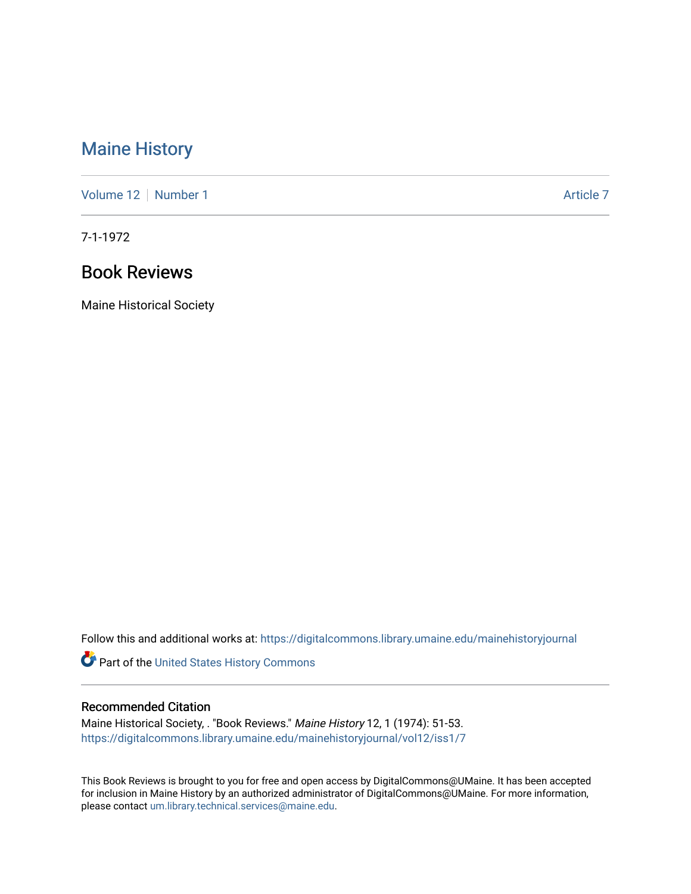# Maine History

Volume 12 | Number 1 | Article 7

7-1-1972

## Book Reviews

Maine Historical Society

Follow this and additional works at: https://digitalcommons.library.umaine.edu/mainehistoryjournal

Part of the United States History Commons

### Recommended Citation

Maine Historical Society, . "Book Reviews." *Maine History* 12, 1 (1974): 51-53. https://digitalcommons.library.umaine.edu/mainehistoryjournal/vol12/iss1/7

This Book Reviews is brought to you for free and open access by DigitalCommons@UMaine. It has been accepted for inclusion in Maine History by an authorized administrator of DigitalCommons@UMaine. For more information, please contact um.library.technical.services@maine.edu.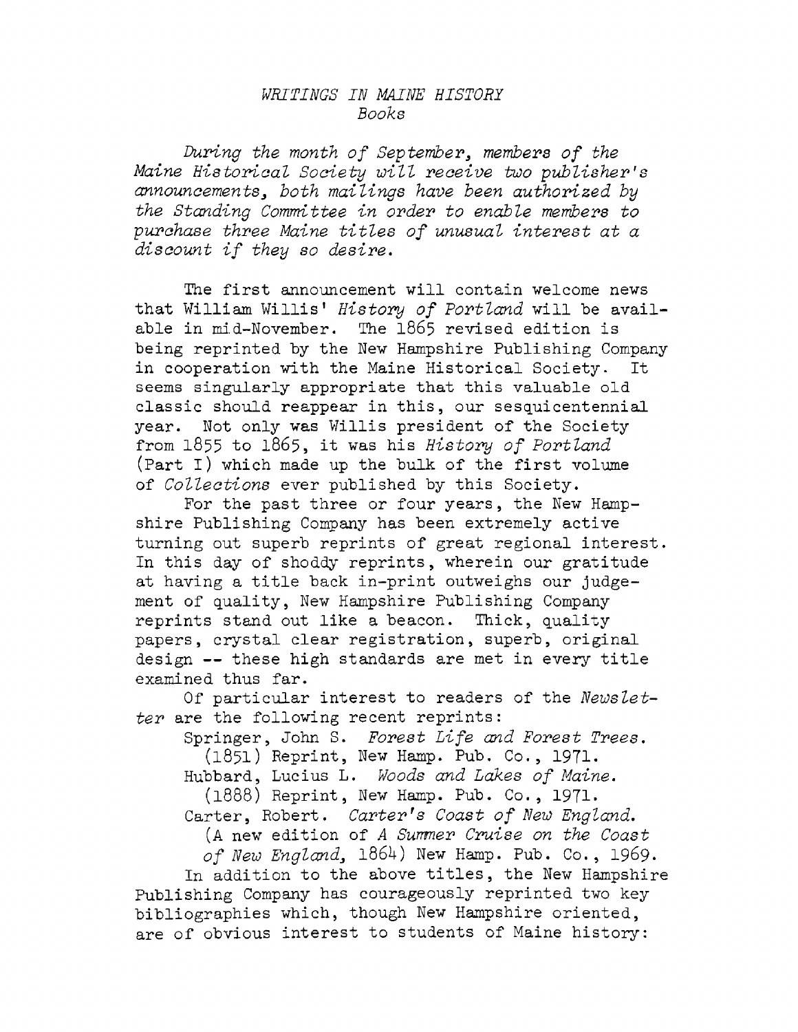*WRITINGS IN MAINE HISTORY*
*Books*

*During the month of September, members of the Maine Historical Society will receive two publisher's announcements, both mailings have been authorized by the Standing Committee in order to enable members to purchase three Maine titles of unusual interest at a discount if they so desire.*

The first announcement will contain welcome news that William Willis' *History of Portland* will be available in mid-November. The 1865 revised edition is being reprinted by the New Hampshire Publishing Company in cooperation with the Maine Historical Society. It seems singularly appropriate that this valuable old classic should reappear in this, our sesquicentennial year. Not only was Willis president of the Society from 1855 to 1865, it was his *History of Portland* (Part I) which made up the bulk of the first volume of *Collections* ever published by this Society.

For the past three or four years, the New Hampshire Publishing Company has been extremely active turning out superb reprints of great regional interest. In this day of shoddy reprints, wherein our gratitude at having a title back in-print outweighs our judgement of quality, New Hampshire Publishing Company reprints stand out like a beacon. Thick, quality papers, crystal clear registration, superb, original design -- these high standards are met in every title examined thus far.

Of particular interest to readers of the *Newsletter* are the following recent reprints:

Springer, John S. *Forest Life and Forest Trees.* (1851) Reprint, New Hamp. Pub. Co., 1971.

Hubbard, Lucius L. *Woods and Lakes of Maine.* (1888) Reprint, New Hamp. Pub. Co., 1971.

Carter, Robert. *Carter's Coast of New England.* (A new edition of *A Summer Cruise on the Coast of New England*, 1864) New Hamp. Pub. Co., 1969.

In addition to the above titles, the New Hampshire Publishing Company has courageously reprinted two key bibliographies which, though New Hampshire oriented, are of obvious interest to students of Maine history: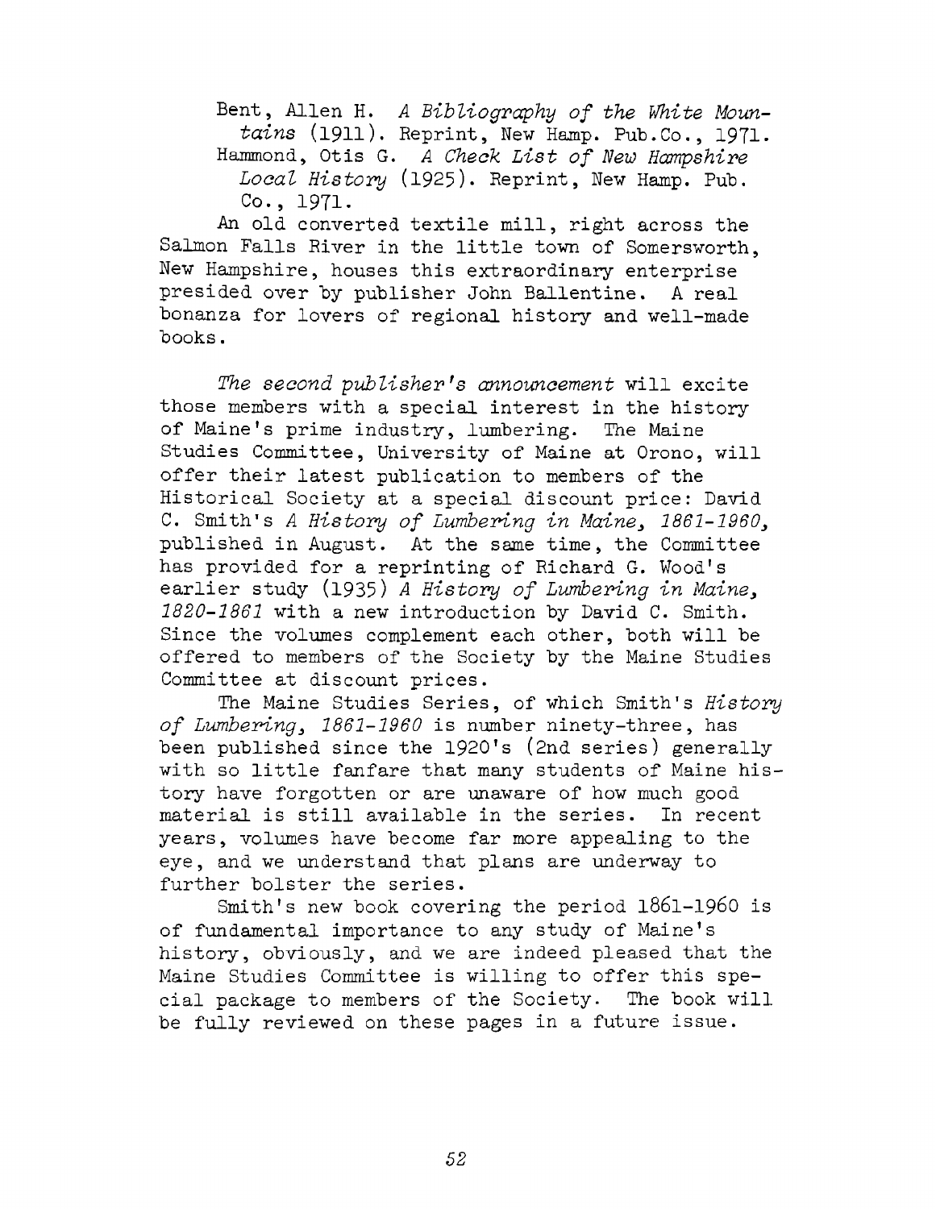Bent, Allen H. *A Bibliography of the White Mountains* (1911). Reprint, New Hamp. Pub.Co., 1971.
Hammond, Otis G. *A Check List of New Hampshire Local History* (1925). Reprint, New Hamp. Pub. Co., 1971.

An old converted textile mill, right across the Salmon Falls River in the little town of Somersworth, New Hampshire, houses this extraordinary enterprise presided over by publisher John Ballentine. A real bonanza for lovers of regional history and well-made books.

*The second publisher's announcement* will excite those members with a special interest in the history of Maine's prime industry, lumbering. The Maine Studies Committee, University of Maine at Orono, will offer their latest publication to members of the Historical Society at a special discount price: David C. Smith's *A History of Lumbering in Maine, 1861-1960,* published in August. At the same time, the Committee has provided for a reprinting of Richard G. Wood's earlier study (1935) *A History of Lumbering in Maine, 1820-1861* with a new introduction by David C. Smith. Since the volumes complement each other, both will be offered to members of the Society by the Maine Studies Committee at discount prices.

The Maine Studies Series, of which Smith's *History of Lumbering, 1861-1960* is number ninety-three, has been published since the 1920's (2nd series) generally with so little fanfare that many students of Maine history have forgotten or are unaware of how much good material is still available in the series. In recent years, volumes have become far more appealing to the eye, and we understand that plans are underway to further bolster the series.

Smith's new book covering the period 1861-1960 is of fundamental importance to any study of Maine's history, obviously, and we are indeed pleased that the Maine Studies Committee is willing to offer this special package to members of the Society. The book will be fully reviewed on these pages in a future issue.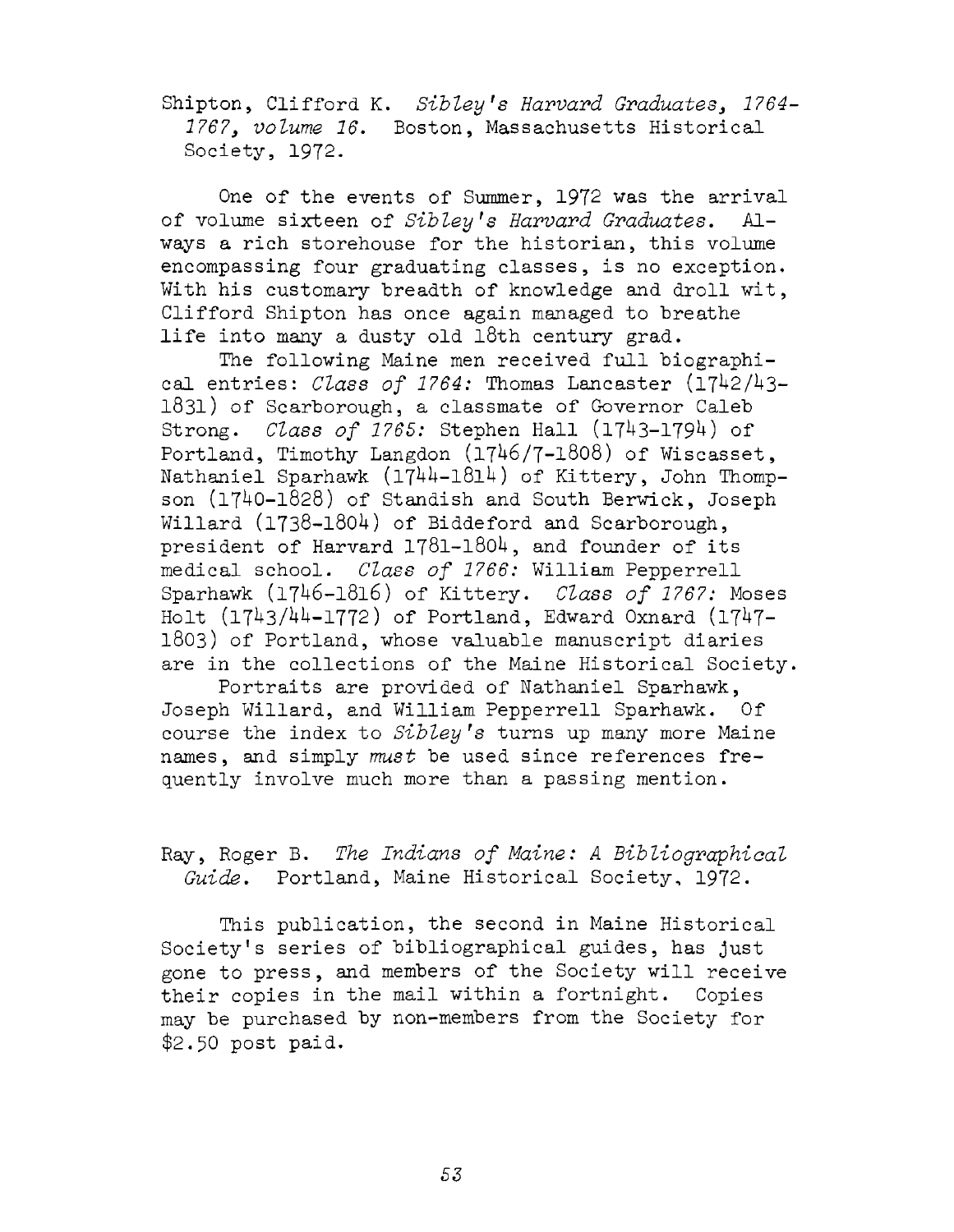Shipton, Clifford K. *Sibley's Harvard Graduates, 1764-1767, volume 16.* Boston, Massachusetts Historical Society, 1972.

One of the events of Summer, 1972 was the arrival of volume sixteen of *Sibley's Harvard Graduates.* Always a rich storehouse for the historian, this volume encompassing four graduating classes, is no exception. With his customary breadth of knowledge and droll wit, Clifford Shipton has once again managed to breathe life into many a dusty old 18th century grad.

The following Maine men received full biographical entries: *Class of 1764:* Thomas Lancaster (1742/43-1831) of Scarborough, a classmate of Governor Caleb Strong. *Class of 1765:* Stephen Hall (1743-1794) of Portland, Timothy Langdon (1746/7-1808) of Wiscasset, Nathaniel Sparhawk (1744-1814) of Kittery, John Thompson (1740-1828) of Standish and South Berwick, Joseph Willard (1738-1804) of Biddeford and Scarborough, president of Harvard 1781-1804, and founder of its medical school. *Class of 1766:* William Pepperrell Sparhawk (1746-1816) of Kittery. *Class of 1767:* Moses Holt (1743/44-1772) of Portland, Edward Oxnard (1747-1803) of Portland, whose valuable manuscript diaries are in the collections of the Maine Historical Society.

Portraits are provided of Nathaniel Sparhawk, Joseph Willard, and William Pepperrell Sparhawk. Of course the index to *Sibley's* turns up many more Maine names, and simply *must* be used since references frequently involve much more than a passing mention.

Ray, Roger B. *The Indians of Maine: A Bibliographical Guide.* Portland, Maine Historical Society, 1972.

This publication, the second in Maine Historical Society's series of bibliographical guides, has just gone to press, and members of the Society will receive their copies in the mail within a fortnight. Copies may be purchased by non-members from the Society for $2.50 post paid.